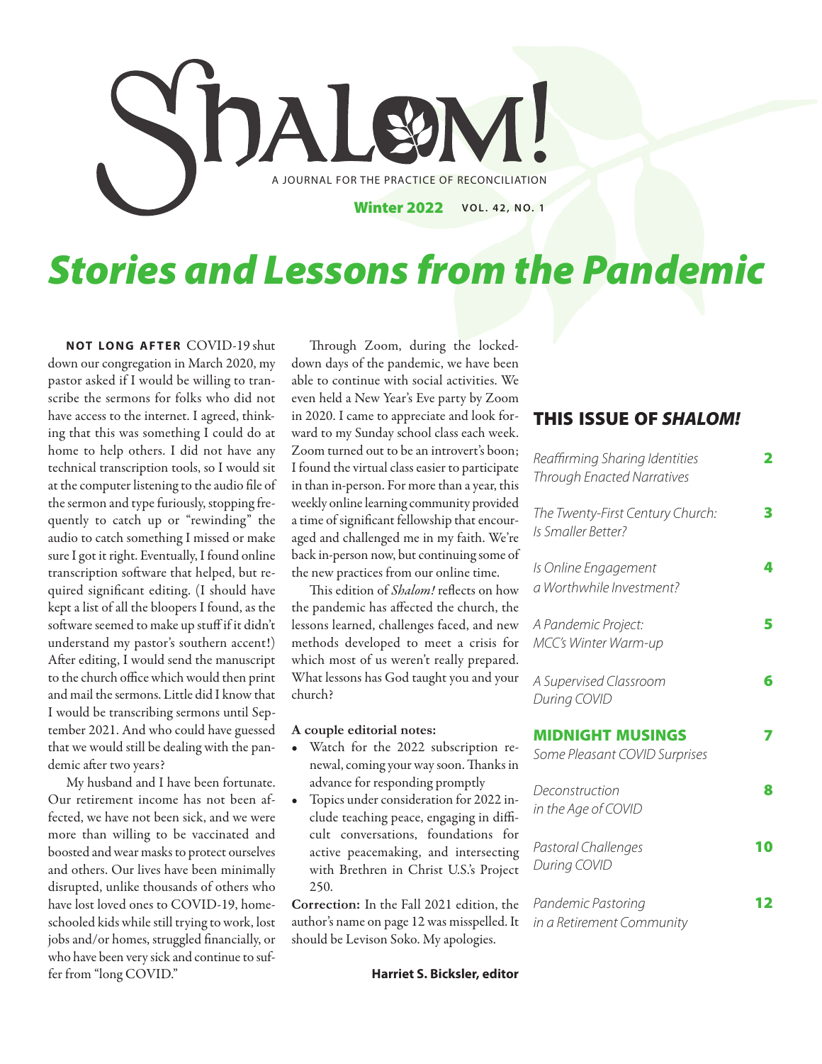# Shalom!

A JOURNAL FOR THE PRACTICE OF RECONCILIATION

**Winter 2022** **VOL. 42, NO. 1**

# *Stories and Lessons from the Pandemic*

**NOT LONG AFTER** COVID-19 shut down our congregation in March 2020, my pastor asked if I would be willing to transcribe the sermons for folks who did not have access to the internet. I agreed, thinking that this was something I could do at home to help others. I did not have any technical transcription tools, so I would sit at the computer listening to the audio file of the sermon and type furiously, stopping frequently to catch up or "rewinding" the audio to catch something I missed or make sure I got it right. Eventually, I found online transcription software that helped, but required significant editing. (I should have kept a list of all the bloopers I found, as the software seemed to make up stuff if it didn't understand my pastor's southern accent!) After editing, I would send the manuscript to the church office which would then print and mail the sermons. Little did I know that I would be transcribing sermons until September 2021. And who could have guessed that we would still be dealing with the pandemic after two years?

My husband and I have been fortunate. Our retirement income has not been affected, we have not been sick, and we were more than willing to be vaccinated and boosted and wear masks to protect ourselves and others. Our lives have been minimally disrupted, unlike thousands of others who have lost loved ones to COVID-19, homeschooled kids while still trying to work, lost jobs and/or homes, struggled financially, or who have been very sick and continue to suffer from "long COVID."

Through Zoom, during the locked-down days of the pandemic, we have been able to continue with social activities. We even held a New Year's Eve party by Zoom in 2020. I came to appreciate and look forward to my Sunday school class each week. Zoom turned out to be an introvert's boon; I found the virtual class easier to participate in than in-person. For more than a year, this weekly online learning community provided a time of significant fellowship that encouraged and challenged me in my faith. We're back in-person now, but continuing some of the new practices from our online time.

This edition of *Shalom!* reflects on how the pandemic has affected the church, the lessons learned, challenges faced, and new methods developed to meet a crisis for which most of us weren't really prepared. What lessons has God taught you and your church?

**A couple editorial notes:**

- Watch for the 2022 subscription renewal, coming your way soon. Thanks in advance for responding promptly
- Topics under consideration for 2022 include teaching peace, engaging in difficult conversations, foundations for active peacemaking, and intersecting with Brethren in Christ U.S.'s Project 250.

**Correction:** In the Fall 2021 edition, the author's name on page 12 was misspelled. It should be Levison Soko. My apologies.

**Harriet S. Bicksler, editor**

## THIS ISSUE OF *SHALOM!*

| | |
|---|---|
| *Reaffirming Sharing Identities Through Enacted Narratives* | 2 |
| *The Twenty-First Century Church: Is Smaller Better?* | 3 |
| *Is Online Engagement a Worthwhile Investment?* | 4 |
| *A Pandemic Project: MCC's Winter Warm-up* | 5 |
| *A Supervised Classroom During COVID* | 6 |
| **MIDNIGHT MUSINGS** *Some Pleasant COVID Surprises* | 7 |
| *Deconstruction in the Age of COVID* | 8 |
| *Pastoral Challenges During COVID* | 10 |
| *Pandemic Pastoring in a Retirement Community* | 12 |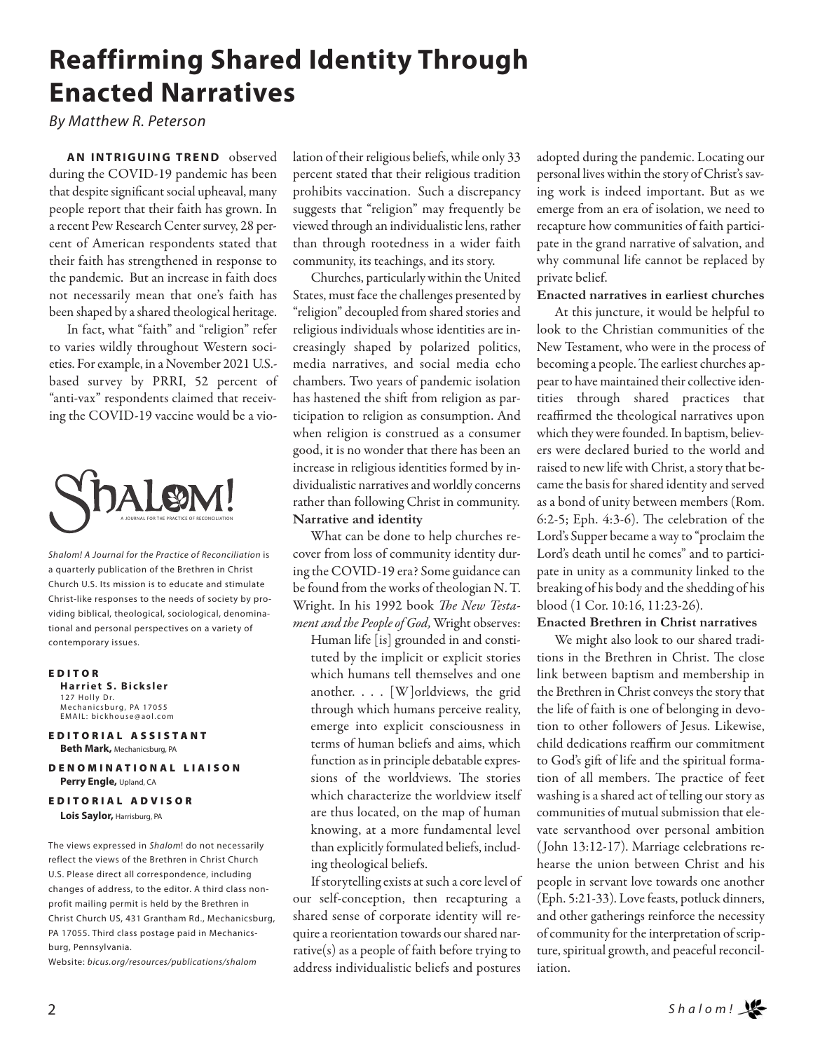# Reaffirming Shared Identity Through Enacted Narratives

*By Matthew R. Peterson*

**AN INTRIGUING TREND** observed during the COVID-19 pandemic has been that despite significant social upheaval, many people report that their faith has grown. In a recent Pew Research Center survey, 28 percent of American respondents stated that their faith has strengthened in response to the pandemic. But an increase in faith does not necessarily mean that one's faith has been shaped by a shared theological heritage.

In fact, what "faith" and "religion" refer to varies wildly throughout Western societies. For example, in a November 2021 U.S.-based survey by PRRI, 52 percent of "anti-vax" respondents claimed that receiving the COVID-19 vaccine would be a violation of their religious beliefs, while only 33 percent stated that their religious tradition prohibits vaccination. Such a discrepancy suggests that "religion" may frequently be viewed through an individualistic lens, rather than through rootedness in a wider faith community, its teachings, and its story.

Churches, particularly within the United States, must face the challenges presented by "religion" decoupled from shared stories and religious individuals whose identities are increasingly shaped by polarized politics, media narratives, and social media echo chambers. Two years of pandemic isolation has hastened the shift from religion as participation to religion as consumption. And when religion is construed as a consumer good, it is no wonder that there has been an increase in religious identities formed by individualistic narratives and worldly concerns rather than following Christ in community.

**Narrative and identity**

What can be done to help churches recover from loss of community identity during the COVID-19 era? Some guidance can be found from the works of theologian N. T. Wright. In his 1992 book *The New Testament and the People of God,* Wright observes:

> Human life [is] grounded in and constituted by the implicit or explicit stories which humans tell themselves and one another. . . . [W]orldviews, the grid through which humans perceive reality, emerge into explicit consciousness in terms of human beliefs and aims, which function as in principle debatable expressions of the worldviews. The stories which characterize the worldview itself are thus located, on the map of human knowing, at a more fundamental level than explicitly formulated beliefs, including theological beliefs.

If storytelling exists at such a core level of our self-conception, then recapturing a shared sense of corporate identity will require a reorientation towards our shared narrative(s) as a people of faith before trying to address individualistic beliefs and postures adopted during the pandemic. Locating our personal lives within the story of Christ's saving work is indeed important. But as we emerge from an era of isolation, we need to recapture how communities of faith participate in the grand narrative of salvation, and why communal life cannot be replaced by private belief.

**Enacted narratives in earliest churches**

At this juncture, it would be helpful to look to the Christian communities of the New Testament, who were in the process of becoming a people. The earliest churches appear to have maintained their collective identities through shared practices that reaffirmed the theological narratives upon which they were founded. In baptism, believers were declared buried to the world and raised to new life with Christ, a story that became the basis for shared identity and served as a bond of unity between members (Rom. 6:2-5; Eph. 4:3-6). The celebration of the Lord's Supper became a way to "proclaim the Lord's death until he comes" and to participate in unity as a community linked to the breaking of his body and the shedding of his blood (1 Cor. 10:16, 11:23-26).

**Enacted Brethren in Christ narratives**

We might also look to our shared traditions in the Brethren in Christ. The close link between baptism and membership in the Brethren in Christ conveys the story that the life of faith is one of belonging in devotion to other followers of Jesus. Likewise, child dedications reaffirm our commitment to God's gift of life and the spiritual formation of all members. The practice of feet washing is a shared act of telling our story as communities of mutual submission that elevate servanthood over personal ambition (John 13:12-17). Marriage celebrations rehearse the union between Christ and his people in servant love towards one another (Eph. 5:21-33). Love feasts, potluck dinners, and other gatherings reinforce the necessity of community for the interpretation of scripture, spiritual growth, and peaceful reconciliation.

---

Shalom!

A JOURNAL FOR THE PRACTICE OF RECONCILIATION

*Shalom! A Journal for the Practice of Reconciliation* is a quarterly publication of the Brethren in Christ Church U.S. Its mission is to educate and stimulate Christ-like responses to the needs of society by providing biblical, theological, sociological, denominational and personal perspectives on a variety of contemporary issues.

**EDITOR**
**Harriet S. Bicksler**
127 Holly Dr.
Mechanicsburg, PA 17055
EMAIL: bickhouse@aol.com

**EDITORIAL ASSISTANT**
**Beth Mark,** Mechanicsburg, PA

**DENOMINATIONAL LIAISON**
**Perry Engle,** Upland, CA

**EDITORIAL ADVISOR**
**Lois Saylor,** Harrisburg, PA

The views expressed in *Shalom*! do not necessarily reflect the views of the Brethren in Christ Church U.S. Please direct all correspondence, including changes of address, to the editor. A third class nonprofit mailing permit is held by the Brethren in Christ Church US, 431 Grantham Rd., Mechanicsburg, PA 17055. Third class postage paid in Mechanicsburg, Pennsylvania.

Website: *bicus.org/resources/publications/shalom*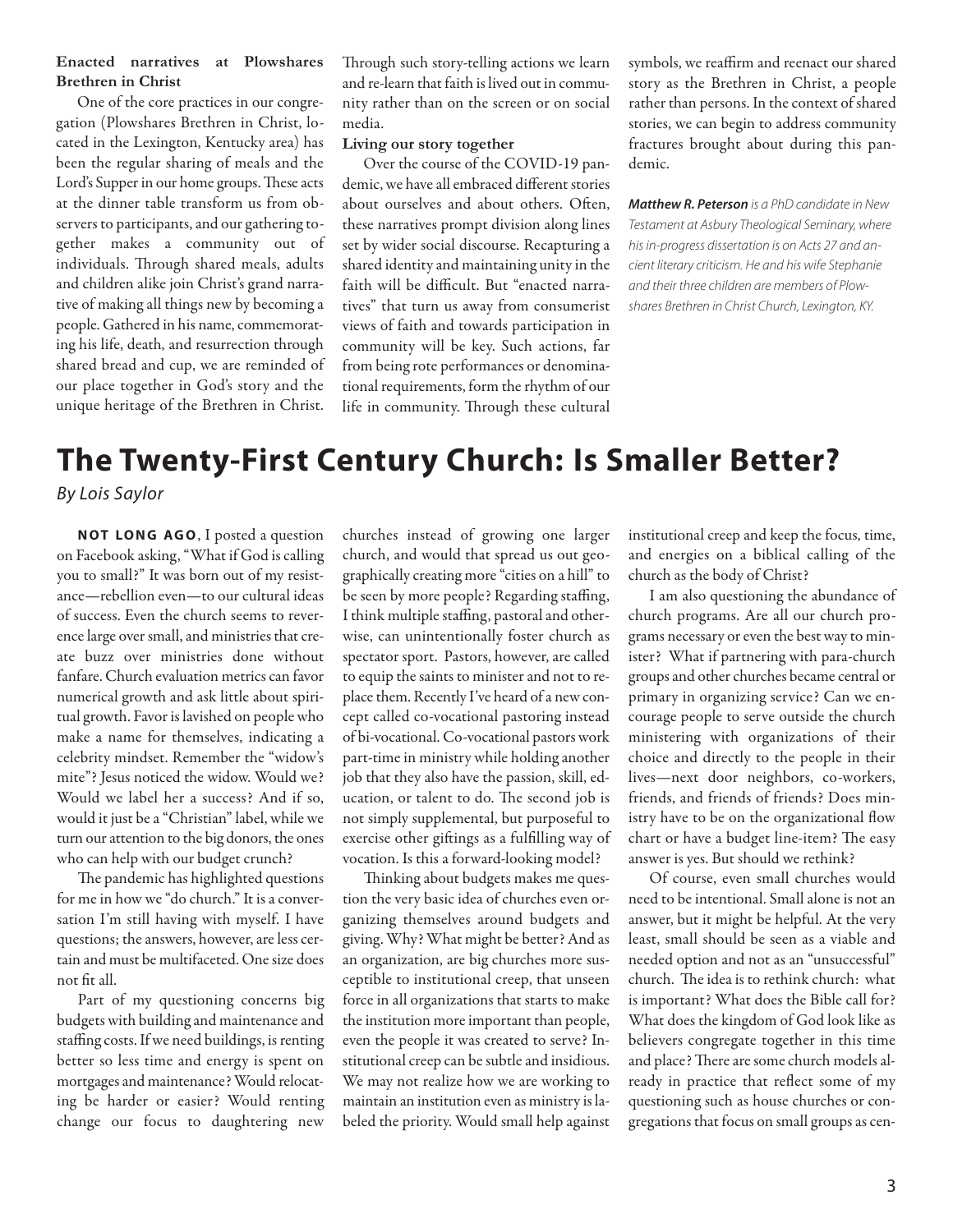**Enacted narratives at Plowshares Brethren in Christ**

One of the core practices in our congregation (Plowshares Brethren in Christ, located in the Lexington, Kentucky area) has been the regular sharing of meals and the Lord's Supper in our home groups. These acts at the dinner table transform us from observers to participants, and our gathering together makes a community out of individuals. Through shared meals, adults and children alike join Christ's grand narrative of making all things new by becoming a people. Gathered in his name, commemorating his life, death, and resurrection through shared bread and cup, we are reminded of our place together in God's story and the unique heritage of the Brethren in Christ. Through such story-telling actions we learn and re-learn that faith is lived out in community rather than on the screen or on social media.

**Living our story together**

Over the course of the COVID-19 pandemic, we have all embraced different stories about ourselves and about others. Often, these narratives prompt division along lines set by wider social discourse. Recapturing a shared identity and maintaining unity in the faith will be difficult. But "enacted narratives" that turn us away from consumerist views of faith and towards participation in community will be key. Such actions, far from being rote performances or denominational requirements, form the rhythm of our life in community. Through these cultural symbols, we reaffirm and reenact our shared story as the Brethren in Christ, a people rather than persons. In the context of shared stories, we can begin to address community fractures brought about during this pandemic.

***Matthew R. Peterson** is a PhD candidate in New Testament at Asbury Theological Seminary, where his in-progress dissertation is on Acts 27 and ancient literary criticism. He and his wife Stephanie and their three children are members of Plowshares Brethren in Christ Church, Lexington, KY.*

# The Twenty-First Century Church: Is Smaller Better?

*By Lois Saylor*

**NOT LONG AGO**, I posted a question on Facebook asking, "What if God is calling you to small?" It was born out of my resistance—rebellion even—to our cultural ideas of success. Even the church seems to reverence large over small, and ministries that create buzz over ministries done without fanfare. Church evaluation metrics can favor numerical growth and ask little about spiritual growth. Favor is lavished on people who make a name for themselves, indicating a celebrity mindset. Remember the "widow's mite"? Jesus noticed the widow. Would we? Would we label her a success? And if so, would it just be a "Christian" label, while we turn our attention to the big donors, the ones who can help with our budget crunch?

The pandemic has highlighted questions for me in how we "do church." It is a conversation I'm still having with myself. I have questions; the answers, however, are less certain and must be multifaceted. One size does not fit all.

Part of my questioning concerns big budgets with building and maintenance and staffing costs. If we need buildings, is renting better so less time and energy is spent on mortgages and maintenance? Would relocating be harder or easier? Would renting change our focus to daughtering new churches instead of growing one larger church, and would that spread us out geographically creating more "cities on a hill" to be seen by more people? Regarding staffing, I think multiple staffing, pastoral and otherwise, can unintentionally foster church as spectator sport. Pastors, however, are called to equip the saints to minister and not to replace them. Recently I've heard of a new concept called co-vocational pastoring instead of bi-vocational. Co-vocational pastors work part-time in ministry while holding another job that they also have the passion, skill, education, or talent to do. The second job is not simply supplemental, but purposeful to exercise other giftings as a fulfilling way of vocation. Is this a forward-looking model?

Thinking about budgets makes me question the very basic idea of churches even organizing themselves around budgets and giving. Why? What might be better? And as an organization, are big churches more susceptible to institutional creep, that unseen force in all organizations that starts to make the institution more important than people, even the people it was created to serve? Institutional creep can be subtle and insidious. We may not realize how we are working to maintain an institution even as ministry is labeled the priority. Would small help against institutional creep and keep the focus, time, and energies on a biblical calling of the church as the body of Christ?

I am also questioning the abundance of church programs. Are all our church programs necessary or even the best way to minister? What if partnering with para-church groups and other churches became central or primary in organizing service? Can we encourage people to serve outside the church ministering with organizations of their choice and directly to the people in their lives—next door neighbors, co-workers, friends, and friends of friends? Does ministry have to be on the organizational flow chart or have a budget line-item? The easy answer is yes. But should we rethink?

Of course, even small churches would need to be intentional. Small alone is not an answer, but it might be helpful. At the very least, small should be seen as a viable and needed option and not as an "unsuccessful" church. The idea is to rethink church: what is important? What does the Bible call for? What does the kingdom of God look like as believers congregate together in this time and place? There are some church models already in practice that reflect some of my questioning such as house churches or congregations that focus on small groups as cen-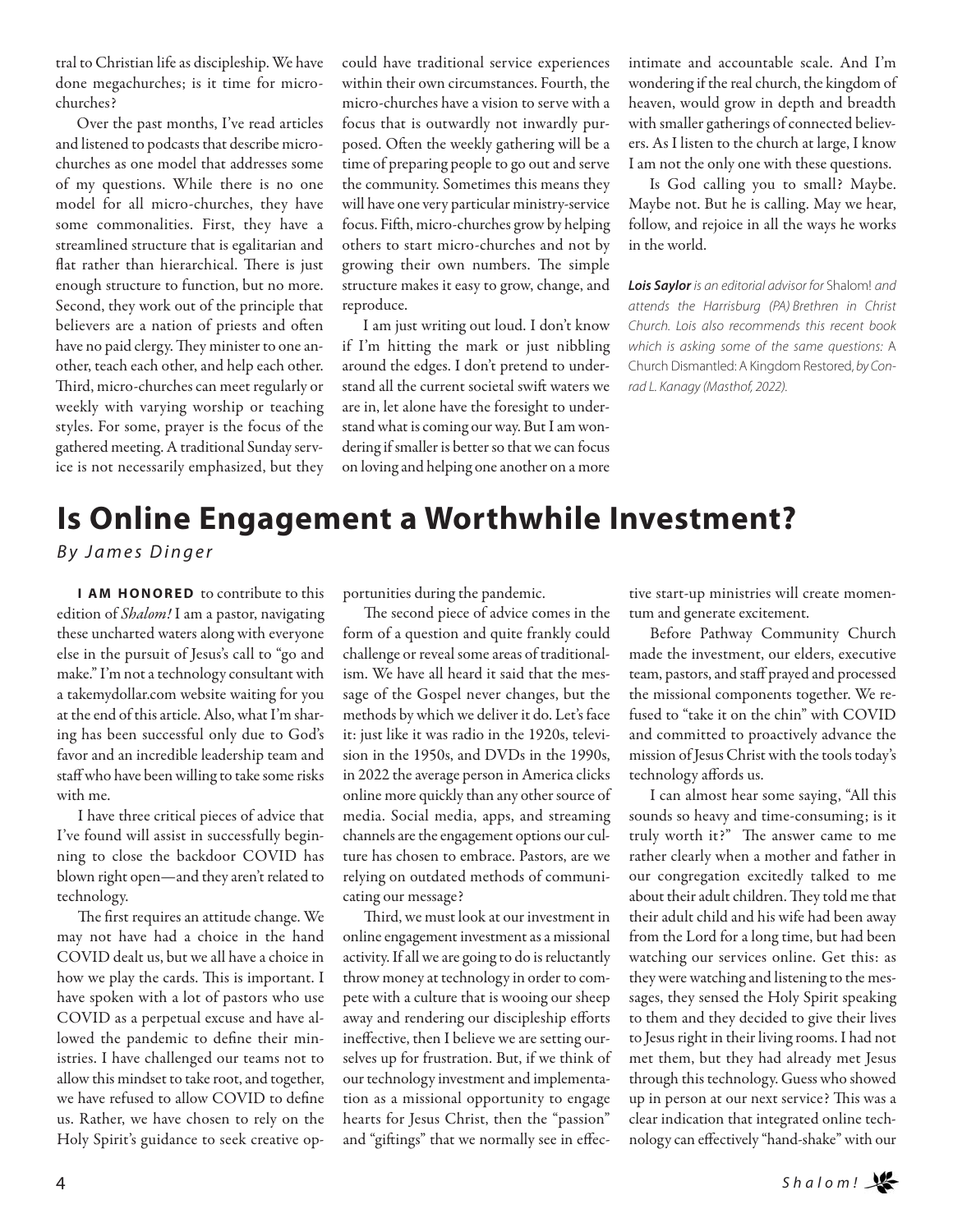tral to Christian life as discipleship. We have done megachurches; is it time for micro-churches?

Over the past months, I've read articles and listened to podcasts that describe micro-churches as one model that addresses some of my questions. While there is no one model for all micro-churches, they have some commonalities. First, they have a streamlined structure that is egalitarian and flat rather than hierarchical. There is just enough structure to function, but no more. Second, they work out of the principle that believers are a nation of priests and often have no paid clergy. They minister to one another, teach each other, and help each other. Third, micro-churches can meet regularly or weekly with varying worship or teaching styles. For some, prayer is the focus of the gathered meeting. A traditional Sunday service is not necessarily emphasized, but they could have traditional service experiences within their own circumstances. Fourth, the micro-churches have a vision to serve with a focus that is outwardly not inwardly purposed. Often the weekly gathering will be a time of preparing people to go out and serve the community. Sometimes this means they will have one very particular ministry-service focus. Fifth, micro-churches grow by helping others to start micro-churches and not by growing their own numbers. The simple structure makes it easy to grow, change, and reproduce.

I am just writing out loud. I don't know if I'm hitting the mark or just nibbling around the edges. I don't pretend to understand all the current societal swift waters we are in, let alone have the foresight to understand what is coming our way. But I am wondering if smaller is better so that we can focus on loving and helping one another on a more intimate and accountable scale. And I'm wondering if the real church, the kingdom of heaven, would grow in depth and breadth with smaller gatherings of connected believers. As I listen to the church at large, I know I am not the only one with these questions.

Is God calling you to small? Maybe. Maybe not. But he is calling. May we hear, follow, and rejoice in all the ways he works in the world.

***Lois Saylor*** *is an editorial advisor for* Shalom! *and attends the Harrisburg (PA) Brethren in Christ Church. Lois also recommends this recent book which is asking some of the same questions:* A Church Dismantled: A Kingdom Restored, *by Conrad L. Kanagy (Masthof, 2022).*

# Is Online Engagement a Worthwhile Investment?

*By James Dinger*

**I AM HONORED** to contribute to this edition of *Shalom!* I am a pastor, navigating these uncharted waters along with everyone else in the pursuit of Jesus's call to "go and make." I'm not a technology consultant with a takemydollar.com website waiting for you at the end of this article. Also, what I'm sharing has been successful only due to God's favor and an incredible leadership team and staff who have been willing to take some risks with me.

I have three critical pieces of advice that I've found will assist in successfully beginning to close the backdoor COVID has blown right open—and they aren't related to technology.

The first requires an attitude change. We may not have had a choice in the hand COVID dealt us, but we all have a choice in how we play the cards. This is important. I have spoken with a lot of pastors who use COVID as a perpetual excuse and have allowed the pandemic to define their ministries. I have challenged our teams not to allow this mindset to take root, and together, we have refused to allow COVID to define us. Rather, we have chosen to rely on the Holy Spirit's guidance to seek creative opportunities during the pandemic.

The second piece of advice comes in the form of a question and quite frankly could challenge or reveal some areas of traditionalism. We have all heard it said that the message of the Gospel never changes, but the methods by which we deliver it do. Let's face it: just like it was radio in the 1920s, television in the 1950s, and DVDs in the 1990s, in 2022 the average person in America clicks online more quickly than any other source of media. Social media, apps, and streaming channels are the engagement options our culture has chosen to embrace. Pastors, are we relying on outdated methods of communicating our message?

Third, we must look at our investment in online engagement investment as a missional activity. If all we are going to do is reluctantly throw money at technology in order to compete with a culture that is wooing our sheep away and rendering our discipleship efforts ineffective, then I believe we are setting ourselves up for frustration. But, if we think of our technology investment and implementation as a missional opportunity to engage hearts for Jesus Christ, then the "passion" and "giftings" that we normally see in effective start-up ministries will create momentum and generate excitement.

Before Pathway Community Church made the investment, our elders, executive team, pastors, and staff prayed and processed the missional components together. We refused to "take it on the chin" with COVID and committed to proactively advance the mission of Jesus Christ with the tools today's technology affords us.

I can almost hear some saying, "All this sounds so heavy and time-consuming; is it truly worth it?" The answer came to me rather clearly when a mother and father in our congregation excitedly talked to me about their adult children. They told me that their adult child and his wife had been away from the Lord for a long time, but had been watching our services online. Get this: as they were watching and listening to the messages, they sensed the Holy Spirit speaking to them and they decided to give their lives to Jesus right in their living rooms. I had not met them, but they had already met Jesus through this technology. Guess who showed up in person at our next service? This was a clear indication that integrated online technology can effectively "hand-shake" with our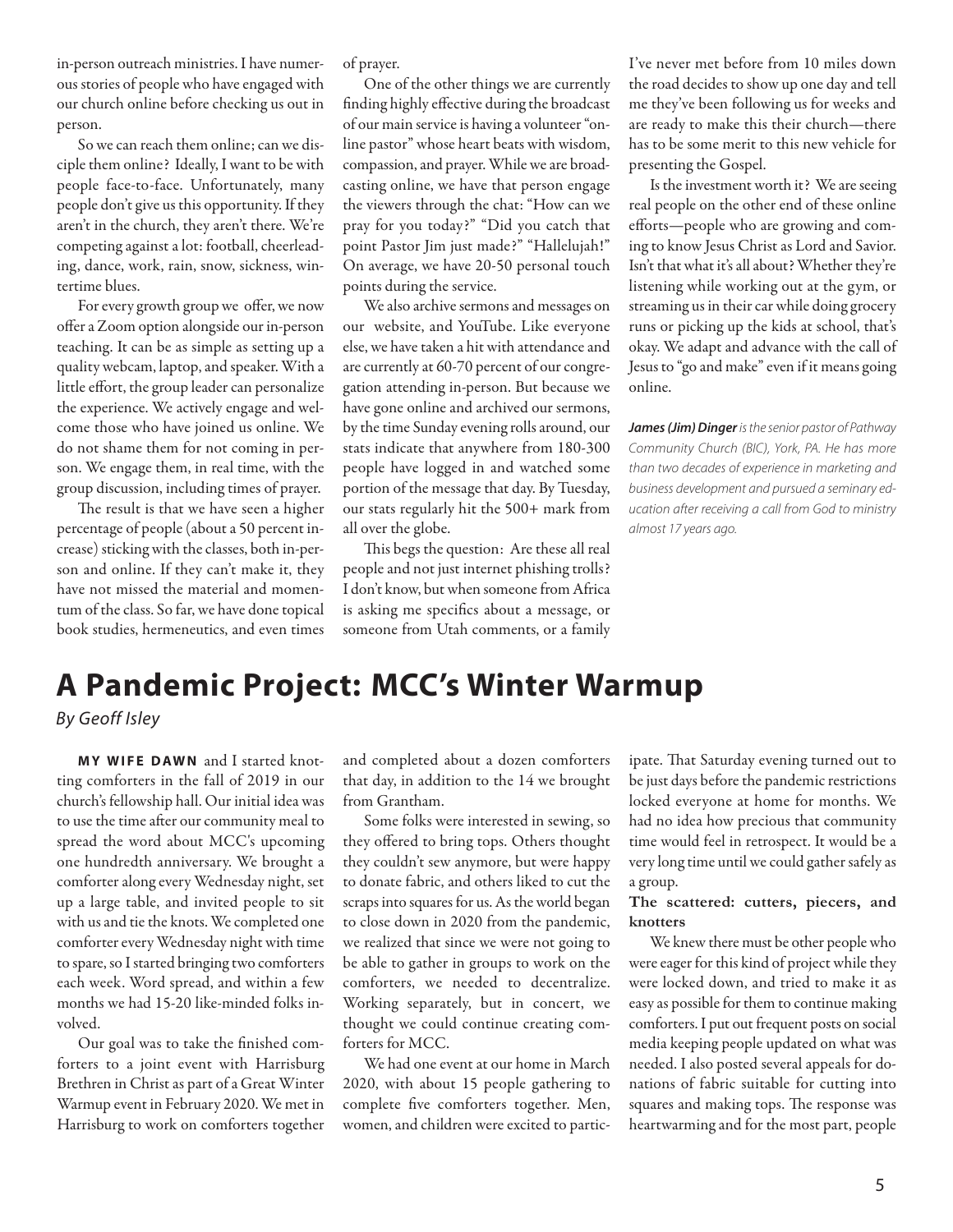in-person outreach ministries. I have numerous stories of people who have engaged with our church online before checking us out in person.

So we can reach them online; can we disciple them online? Ideally, I want to be with people face-to-face. Unfortunately, many people don't give us this opportunity. If they aren't in the church, they aren't there. We're competing against a lot: football, cheerleading, dance, work, rain, snow, sickness, wintertime blues.

For every growth group we offer, we now offer a Zoom option alongside our in-person teaching. It can be as simple as setting up a quality webcam, laptop, and speaker. With a little effort, the group leader can personalize the experience. We actively engage and welcome those who have joined us online. We do not shame them for not coming in person. We engage them, in real time, with the group discussion, including times of prayer.

The result is that we have seen a higher percentage of people (about a 50 percent increase) sticking with the classes, both in-person and online. If they can't make it, they have not missed the material and momentum of the class. So far, we have done topical book studies, hermeneutics, and even times of prayer.

One of the other things we are currently finding highly effective during the broadcast of our main service is having a volunteer "online pastor" whose heart beats with wisdom, compassion, and prayer. While we are broadcasting online, we have that person engage the viewers through the chat: "How can we pray for you today?" "Did you catch that point Pastor Jim just made?" "Hallelujah!" On average, we have 20-50 personal touch points during the service.

We also archive sermons and messages on our website, and YouTube. Like everyone else, we have taken a hit with attendance and are currently at 60-70 percent of our congregation attending in-person. But because we have gone online and archived our sermons, by the time Sunday evening rolls around, our stats indicate that anywhere from 180-300 people have logged in and watched some portion of the message that day. By Tuesday, our stats regularly hit the 500+ mark from all over the globe.

This begs the question: Are these all real people and not just internet phishing trolls? I don't know, but when someone from Africa is asking me specifics about a message, or someone from Utah comments, or a family I've never met before from 10 miles down the road decides to show up one day and tell me they've been following us for weeks and are ready to make this their church—there has to be some merit to this new vehicle for presenting the Gospel.

Is the investment worth it? We are seeing real people on the other end of these online efforts—people who are growing and coming to know Jesus Christ as Lord and Savior. Isn't that what it's all about? Whether they're listening while working out at the gym, or streaming us in their car while doing grocery runs or picking up the kids at school, that's okay. We adapt and advance with the call of Jesus to "go and make" even if it means going online.

***James (Jim) Dinger** is the senior pastor of Pathway Community Church (BIC), York, PA. He has more than two decades of experience in marketing and business development and pursued a seminary education after receiving a call from God to ministry almost 17 years ago.*

# A Pandemic Project: MCC's Winter Warmup

*By Geoff Isley*

**MY WIFE DAWN** and I started knotting comforters in the fall of 2019 in our church's fellowship hall. Our initial idea was to use the time after our community meal to spread the word about MCC's upcoming one hundredth anniversary. We brought a comforter along every Wednesday night, set up a large table, and invited people to sit with us and tie the knots. We completed one comforter every Wednesday night with time to spare, so I started bringing two comforters each week. Word spread, and within a few months we had 15-20 like-minded folks involved.

Our goal was to take the finished comforters to a joint event with Harrisburg Brethren in Christ as part of a Great Winter Warmup event in February 2020. We met in Harrisburg to work on comforters together and completed about a dozen comforters that day, in addition to the 14 we brought from Grantham.

Some folks were interested in sewing, so they offered to bring tops. Others thought they couldn't sew anymore, but were happy to donate fabric, and others liked to cut the scraps into squares for us. As the world began to close down in 2020 from the pandemic, we realized that since we were not going to be able to gather in groups to work on the comforters, we needed to decentralize. Working separately, but in concert, we thought we could continue creating comforters for MCC.

We had one event at our home in March 2020, with about 15 people gathering to complete five comforters together. Men, women, and children were excited to participate. That Saturday evening turned out to be just days before the pandemic restrictions locked everyone at home for months. We had no idea how precious that community time would feel in retrospect. It would be a very long time until we could gather safely as a group.

**The scattered: cutters, piecers, and knotters**

We knew there must be other people who were eager for this kind of project while they were locked down, and tried to make it as easy as possible for them to continue making comforters. I put out frequent posts on social media keeping people updated on what was needed. I also posted several appeals for donations of fabric suitable for cutting into squares and making tops. The response was heartwarming and for the most part, people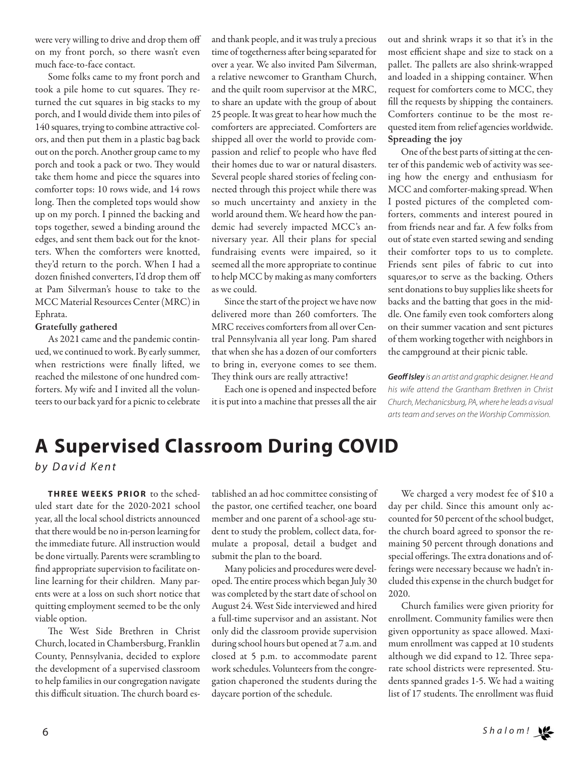were very willing to drive and drop them off on my front porch, so there wasn't even much face-to-face contact.

Some folks came to my front porch and took a pile home to cut squares. They returned the cut squares in big stacks to my porch, and I would divide them into piles of 140 squares, trying to combine attractive colors, and then put them in a plastic bag back out on the porch. Another group came to my porch and took a pack or two. They would take them home and piece the squares into comforter tops: 10 rows wide, and 14 rows long. Then the completed tops would show up on my porch. I pinned the backing and tops together, sewed a binding around the edges, and sent them back out for the knotters. When the comforters were knotted, they'd return to the porch. When I had a dozen finished converters, I'd drop them off at Pam Silverman's house to take to the MCC Material Resources Center (MRC) in Ephrata.

**Gratefully gathered**

As 2021 came and the pandemic continued, we continued to work. By early summer, when restrictions were finally lifted, we reached the milestone of one hundred comforters. My wife and I invited all the volunteers to our back yard for a picnic to celebrate and thank people, and it was truly a precious time of togetherness after being separated for over a year. We also invited Pam Silverman, a relative newcomer to Grantham Church, and the quilt room supervisor at the MRC, to share an update with the group of about 25 people. It was great to hear how much the comforters are appreciated. Comforters are shipped all over the world to provide compassion and relief to people who have fled their homes due to war or natural disasters. Several people shared stories of feeling connected through this project while there was so much uncertainty and anxiety in the world around them. We heard how the pandemic had severely impacted MCC's anniversary year. All their plans for special fundraising events were impaired, so it seemed all the more appropriate to continue to help MCC by making as many comforters as we could.

Since the start of the project we have now delivered more than 260 comforters. The MRC receives comforters from all over Central Pennsylvania all year long. Pam shared that when she has a dozen of our comforters to bring in, everyone comes to see them. They think ours are really attractive!

Each one is opened and inspected before it is put into a machine that presses all the air out and shrink wraps it so that it's in the most efficient shape and size to stack on a pallet. The pallets are also shrink-wrapped and loaded in a shipping container. When request for comforters come to MCC, they fill the requests by shipping the containers. Comforters continue to be the most requested item from relief agencies worldwide.

**Spreading the joy**

One of the best parts of sitting at the center of this pandemic web of activity was seeing how the energy and enthusiasm for MCC and comforter-making spread. When I posted pictures of the completed comforters, comments and interest poured in from friends near and far. A few folks from out of state even started sewing and sending their comforter tops to us to complete. Friends sent piles of fabric to cut into squares,or to serve as the backing. Others sent donations to buy supplies like sheets for backs and the batting that goes in the middle. One family even took comforters along on their summer vacation and sent pictures of them working together with neighbors in the campground at their picnic table.

***Geoff Isley*** *is an artist and graphic designer. He and his wife attend the Grantham Brethren in Christ Church, Mechanicsburg, PA, where he leads a visual arts team and serves on the Worship Commission.*

# A Supervised Classroom During COVID

*by David Kent*

**THREE WEEKS PRIOR** to the scheduled start date for the 2020-2021 school year, all the local school districts announced that there would be no in-person learning for the immediate future. All instruction would be done virtually. Parents were scrambling to find appropriate supervision to facilitate online learning for their children. Many parents were at a loss on such short notice that quitting employment seemed to be the only viable option.

The West Side Brethren in Christ Church, located in Chambersburg, Franklin County, Pennsylvania, decided to explore the development of a supervised classroom to help families in our congregation navigate this difficult situation. The church board established an ad hoc committee consisting of the pastor, one certified teacher, one board member and one parent of a school-age student to study the problem, collect data, formulate a proposal, detail a budget and submit the plan to the board.

Many policies and procedures were developed. The entire process which began July 30 was completed by the start date of school on August 24. West Side interviewed and hired a full-time supervisor and an assistant. Not only did the classroom provide supervision during school hours but opened at 7 a.m. and closed at 5 p.m. to accommodate parent work schedules. Volunteers from the congregation chaperoned the students during the daycare portion of the schedule.

We charged a very modest fee of $10 a day per child. Since this amount only accounted for 50 percent of the school budget, the church board agreed to sponsor the remaining 50 percent through donations and special offerings. The extra donations and offerings were necessary because we hadn't included this expense in the church budget for 2020.

Church families were given priority for enrollment. Community families were then given opportunity as space allowed. Maximum enrollment was capped at 10 students although we did expand to 12. Three separate school districts were represented. Students spanned grades 1-5. We had a waiting list of 17 students. The enrollment was fluid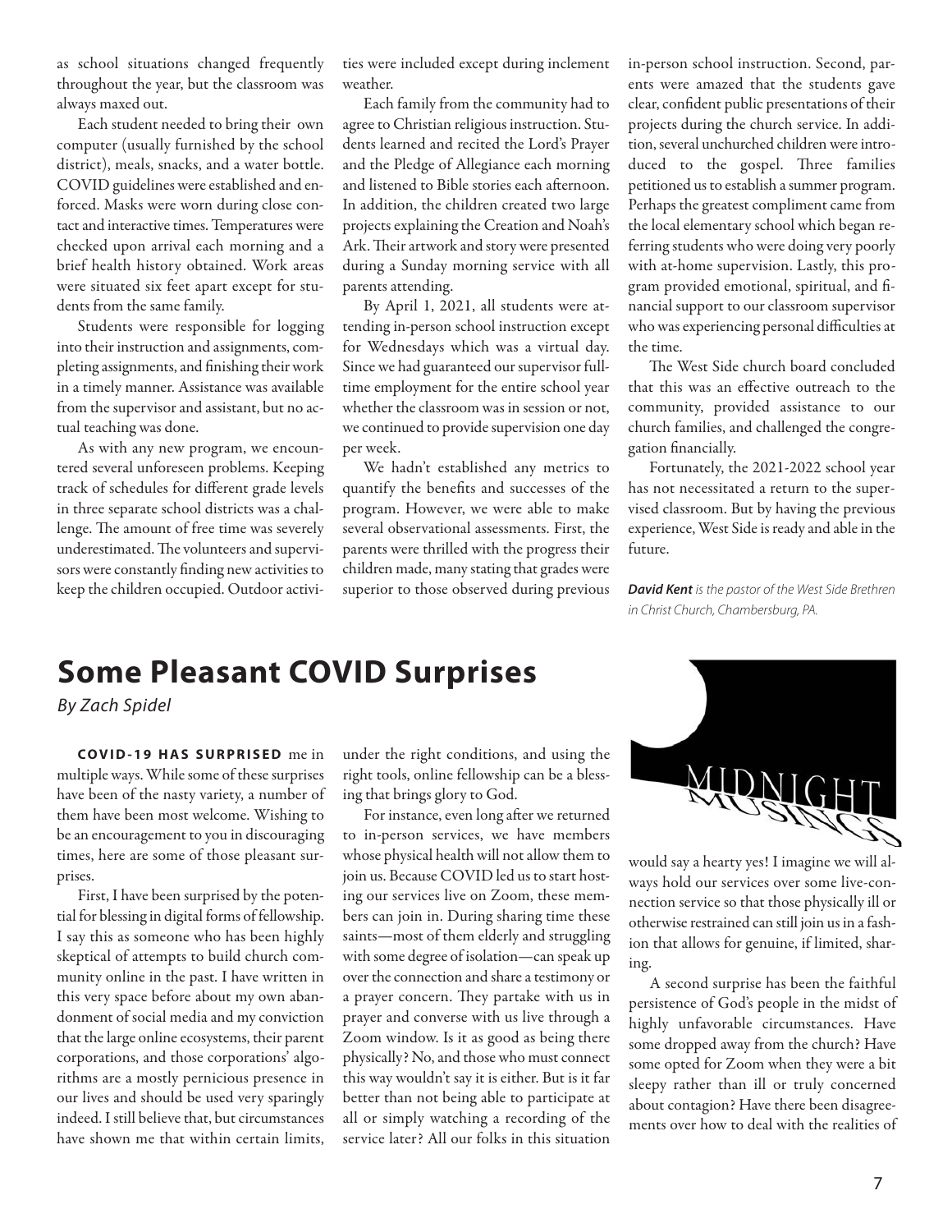as school situations changed frequently throughout the year, but the classroom was always maxed out.

Each student needed to bring their own computer (usually furnished by the school district), meals, snacks, and a water bottle. COVID guidelines were established and enforced. Masks were worn during close contact and interactive times. Temperatures were checked upon arrival each morning and a brief health history obtained. Work areas were situated six feet apart except for students from the same family.

Students were responsible for logging into their instruction and assignments, completing assignments, and finishing their work in a timely manner. Assistance was available from the supervisor and assistant, but no actual teaching was done.

As with any new program, we encountered several unforeseen problems. Keeping track of schedules for different grade levels in three separate school districts was a challenge. The amount of free time was severely underestimated. The volunteers and supervisors were constantly finding new activities to keep the children occupied. Outdoor activities were included except during inclement weather.

Each family from the community had to agree to Christian religious instruction. Students learned and recited the Lord's Prayer and the Pledge of Allegiance each morning and listened to Bible stories each afternoon. In addition, the children created two large projects explaining the Creation and Noah's Ark. Their artwork and story were presented during a Sunday morning service with all parents attending.

By April 1, 2021, all students were attending in-person school instruction except for Wednesdays which was a virtual day. Since we had guaranteed our supervisor full-time employment for the entire school year whether the classroom was in session or not, we continued to provide supervision one day per week.

We hadn't established any metrics to quantify the benefits and successes of the program. However, we were able to make several observational assessments. First, the parents were thrilled with the progress their children made, many stating that grades were superior to those observed during previous in-person school instruction. Second, parents were amazed that the students gave clear, confident public presentations of their projects during the church service. In addition, several unchurched children were introduced to the gospel. Three families petitioned us to establish a summer program. Perhaps the greatest compliment came from the local elementary school which began referring students who were doing very poorly with at-home supervision. Lastly, this program provided emotional, spiritual, and financial support to our classroom supervisor who was experiencing personal difficulties at the time.

The West Side church board concluded that this was an effective outreach to the community, provided assistance to our church families, and challenged the congregation financially.

Fortunately, the 2021-2022 school year has not necessitated a return to the supervised classroom. But by having the previous experience, West Side is ready and able in the future.

***David Kent*** *is the pastor of the West Side Brethren in Christ Church, Chambersburg, PA.*

# Some Pleasant COVID Surprises

*By Zach Spidel*

MIDNIGHT MUSINGS

**COVID-19 HAS SURPRISED** me in multiple ways. While some of these surprises have been of the nasty variety, a number of them have been most welcome. Wishing to be an encouragement to you in discouraging times, here are some of those pleasant surprises.

First, I have been surprised by the potential for blessing in digital forms of fellowship. I say this as someone who has been highly skeptical of attempts to build church community online in the past. I have written in this very space before about my own abandonment of social media and my conviction that the large online ecosystems, their parent corporations, and those corporations' algorithms are a mostly pernicious presence in our lives and should be used very sparingly indeed. I still believe that, but circumstances have shown me that within certain limits, under the right conditions, and using the right tools, online fellowship can be a blessing that brings glory to God.

For instance, even long after we returned to in-person services, we have members whose physical health will not allow them to join us. Because COVID led us to start hosting our services live on Zoom, these members can join in. During sharing time these saints—most of them elderly and struggling with some degree of isolation—can speak up over the connection and share a testimony or a prayer concern. They partake with us in prayer and converse with us live through a Zoom window. Is it as good as being there physically? No, and those who must connect this way wouldn't say it is either. But is it far better than not being able to participate at all or simply watching a recording of the service later? All our folks in this situation would say a hearty yes! I imagine we will always hold our services over some live-connection service so that those physically ill or otherwise restrained can still join us in a fashion that allows for genuine, if limited, sharing.

A second surprise has been the faithful persistence of God's people in the midst of highly unfavorable circumstances. Have some dropped away from the church? Have some opted for Zoom when they were a bit sleepy rather than ill or truly concerned about contagion? Have there been disagreements over how to deal with the realities of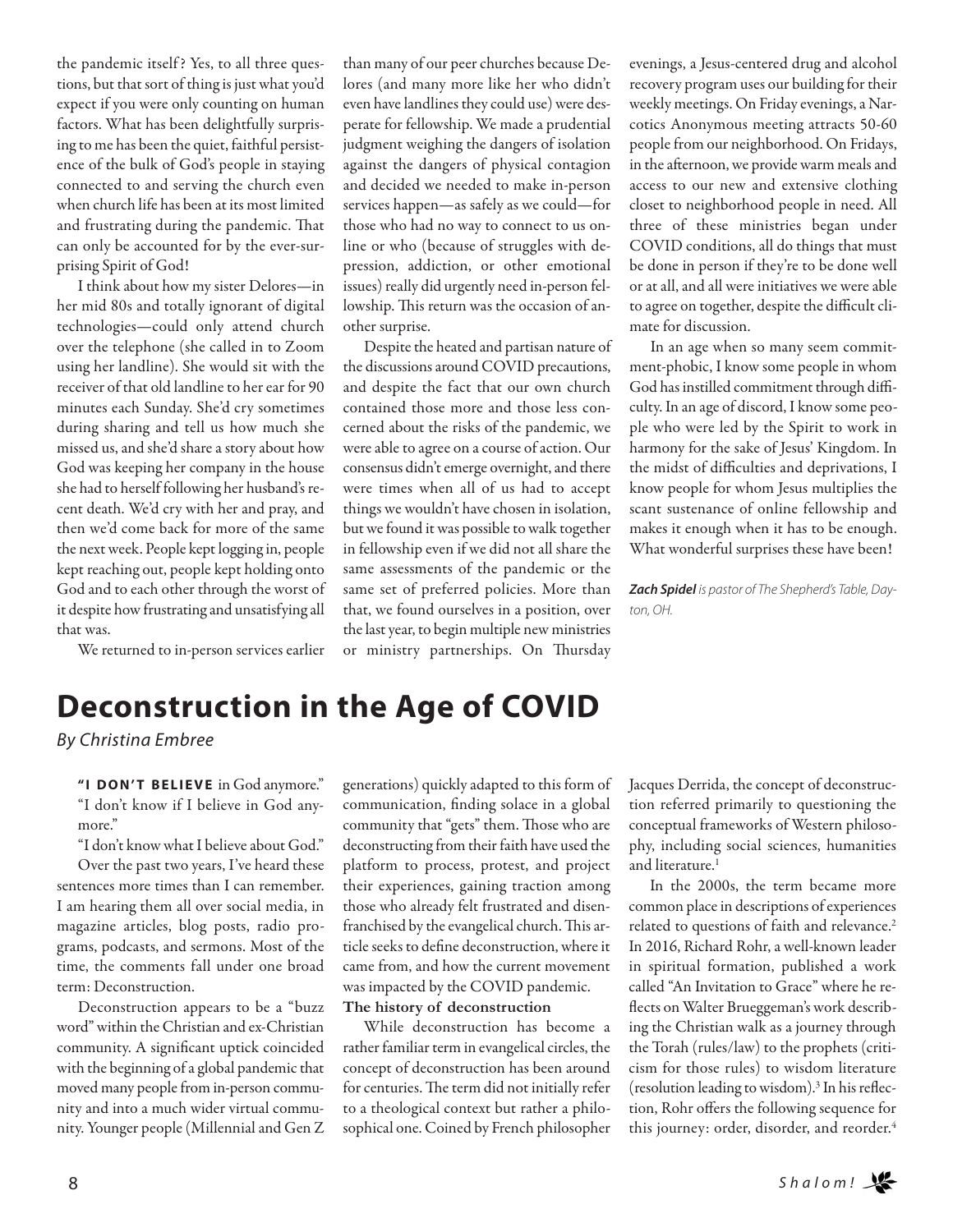the pandemic itself? Yes, to all three questions, but that sort of thing is just what you'd expect if you were only counting on human factors. What has been delightfully surprising to me has been the quiet, faithful persistence of the bulk of God's people in staying connected to and serving the church even when church life has been at its most limited and frustrating during the pandemic. That can only be accounted for by the ever-surprising Spirit of God!

I think about how my sister Delores—in her mid 80s and totally ignorant of digital technologies—could only attend church over the telephone (she called in to Zoom using her landline). She would sit with the receiver of that old landline to her ear for 90 minutes each Sunday. She'd cry sometimes during sharing and tell us how much she missed us, and she'd share a story about how God was keeping her company in the house she had to herself following her husband's recent death. We'd cry with her and pray, and then we'd come back for more of the same the next week. People kept logging in, people kept reaching out, people kept holding onto God and to each other through the worst of it despite how frustrating and unsatisfying all that was.

We returned to in-person services earlier than many of our peer churches because Delores (and many more like her who didn't even have landlines they could use) were desperate for fellowship. We made a prudential judgment weighing the dangers of isolation against the dangers of physical contagion and decided we needed to make in-person services happen—as safely as we could—for those who had no way to connect to us online or who (because of struggles with depression, addiction, or other emotional issues) really did urgently need in-person fellowship. This return was the occasion of another surprise.

Despite the heated and partisan nature of the discussions around COVID precautions, and despite the fact that our own church contained those more and those less concerned about the risks of the pandemic, we were able to agree on a course of action. Our consensus didn't emerge overnight, and there were times when all of us had to accept things we wouldn't have chosen in isolation, but we found it was possible to walk together in fellowship even if we did not all share the same assessments of the pandemic or the same set of preferred policies. More than that, we found ourselves in a position, over the last year, to begin multiple new ministries or ministry partnerships. On Thursday evenings, a Jesus-centered drug and alcohol recovery program uses our building for their weekly meetings. On Friday evenings, a Narcotics Anonymous meeting attracts 50-60 people from our neighborhood. On Fridays, in the afternoon, we provide warm meals and access to our new and extensive clothing closet to neighborhood people in need. All three of these ministries began under COVID conditions, all do things that must be done in person if they're to be done well or at all, and all were initiatives we were able to agree on together, despite the difficult climate for discussion.

In an age when so many seem commitment-phobic, I know some people in whom God has instilled commitment through difficulty. In an age of discord, I know some people who were led by the Spirit to work in harmony for the sake of Jesus' Kingdom. In the midst of difficulties and deprivations, I know people for whom Jesus multiplies the scant sustenance of online fellowship and makes it enough when it has to be enough. What wonderful surprises these have been!

***Zach Spidel** is pastor of The Shepherd's Table, Dayton, OH.*

# Deconstruction in the Age of COVID

*By Christina Embree*

**"I DON'T BELIEVE** in God anymore."
"I don't know if I believe in God anymore."
"I don't know what I believe about God."

Over the past two years, I've heard these sentences more times than I can remember. I am hearing them all over social media, in magazine articles, blog posts, radio programs, podcasts, and sermons. Most of the time, the comments fall under one broad term: Deconstruction.

Deconstruction appears to be a "buzz word" within the Christian and ex-Christian community. A significant uptick coincided with the beginning of a global pandemic that moved many people from in-person community and into a much wider virtual community. Younger people (Millennial and Gen Z generations) quickly adapted to this form of communication, finding solace in a global community that "gets" them. Those who are deconstructing from their faith have used the platform to process, protest, and project their experiences, gaining traction among those who already felt frustrated and disenfranchised by the evangelical church. This article seeks to define deconstruction, where it came from, and how the current movement was impacted by the COVID pandemic.

**The history of deconstruction**

While deconstruction has become a rather familiar term in evangelical circles, the concept of deconstruction has been around for centuries. The term did not initially refer to a theological context but rather a philosophical one. Coined by French philosopher Jacques Derrida, the concept of deconstruction referred primarily to questioning the conceptual frameworks of Western philosophy, including social sciences, humanities and literature.[1]

In the 2000s, the term became more common place in descriptions of experiences related to questions of faith and relevance.[2] In 2016, Richard Rohr, a well-known leader in spiritual formation, published a work called "An Invitation to Grace" where he reflects on Walter Brueggeman's work describing the Christian walk as a journey through the Torah (rules/law) to the prophets (criticism for those rules) to wisdom literature (resolution leading to wisdom).[3] In his reflection, Rohr offers the following sequence for this journey: order, disorder, and reorder.[4]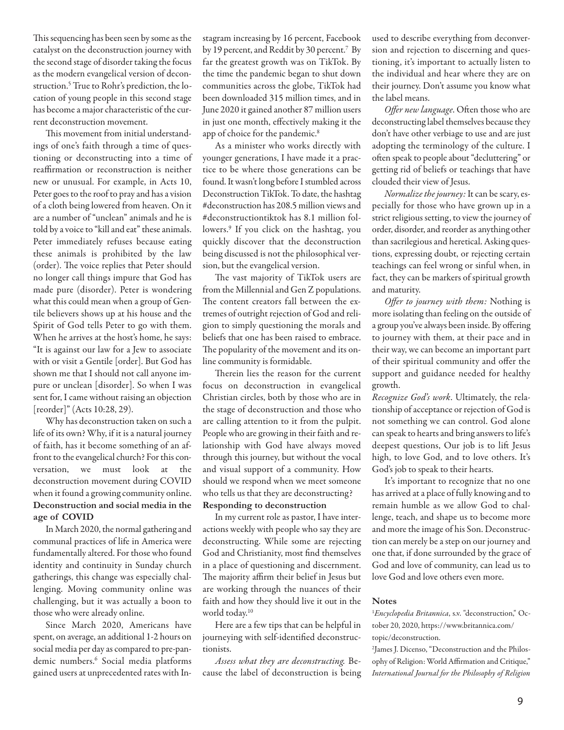This sequencing has been seen by some as the catalyst on the deconstruction journey with the second stage of disorder taking the focus as the modern evangelical version of deconstruction.[5] True to Rohr's prediction, the location of young people in this second stage has become a major characteristic of the current deconstruction movement.

This movement from initial understandings of one's faith through a time of questioning or deconstructing into a time of reaffirmation or reconstruction is neither new or unusual. For example, in Acts 10, Peter goes to the roof to pray and has a vision of a cloth being lowered from heaven. On it are a number of "unclean" animals and he is told by a voice to "kill and eat" these animals. Peter immediately refuses because eating these animals is prohibited by the law (order). The voice replies that Peter should no longer call things impure that God has made pure (disorder). Peter is wondering what this could mean when a group of Gentile believers shows up at his house and the Spirit of God tells Peter to go with them. When he arrives at the host's home, he says: "It is against our law for a Jew to associate with or visit a Gentile [order]. But God has shown me that I should not call anyone impure or unclean [disorder]. So when I was sent for, I came without raising an objection [reorder]" (Acts 10:28, 29).

Why has deconstruction taken on such a life of its own? Why, if it is a natural journey of faith, has it become something of an affront to the evangelical church? For this conversation, we must look at the deconstruction movement during COVID when it found a growing community online.

## Deconstruction and social media in the age of COVID

In March 2020, the normal gathering and communal practices of life in America were fundamentally altered. For those who found identity and continuity in Sunday church gatherings, this change was especially challenging. Moving community online was challenging, but it was actually a boon to those who were already online.

Since March 2020, Americans have spent, on average, an additional 1-2 hours on social media per day as compared to pre-pandemic numbers.[6] Social media platforms gained users at unprecedented rates with Instagram increasing by 16 percent, Facebook by 19 percent, and Reddit by 30 percent.[7] By far the greatest growth was on TikTok. By the time the pandemic began to shut down communities across the globe, TikTok had been downloaded 315 million times, and in June 2020 it gained another 87 million users in just one month, effectively making it the app of choice for the pandemic.[8]

As a minister who works directly with younger generations, I have made it a practice to be where those generations can be found. It wasn't long before I stumbled across Deconstruction TikTok. To date, the hashtag #deconstruction has 208.5 million views and #deconstructiontiktok has 8.1 million followers.[9] If you click on the hashtag, you quickly discover that the deconstruction being discussed is not the philosophical version, but the evangelical version.

The vast majority of TikTok users are from the Millennial and Gen Z populations. The content creators fall between the extremes of outright rejection of God and religion to simply questioning the morals and beliefs that one has been raised to embrace. The popularity of the movement and its online community is formidable.

Therein lies the reason for the current focus on deconstruction in evangelical Christian circles, both by those who are in the stage of deconstruction and those who are calling attention to it from the pulpit. People who are growing in their faith and relationship with God have always moved through this journey, but without the vocal and visual support of a community. How should we respond when we meet someone who tells us that they are deconstructing?

## Responding to deconstruction

In my current role as pastor, I have interactions weekly with people who say they are deconstructing. While some are rejecting God and Christianity, most find themselves in a place of questioning and discernment. The majority affirm their belief in Jesus but are working through the nuances of their faith and how they should live it out in the world today.[10]

Here are a few tips that can be helpful in journeying with self-identified deconstructionists.

*Assess what they are deconstructing.* Because the label of deconstruction is being used to describe everything from deconversion and rejection to discerning and questioning, it's important to actually listen to the individual and hear where they are on their journey. Don't assume you know what the label means.

*Offer new language*. Often those who are deconstructing label themselves because they don't have other verbiage to use and are just adopting the terminology of the culture. I often speak to people about "decluttering" or getting rid of beliefs or teachings that have clouded their view of Jesus.

*Normalize the journey:* It can be scary, especially for those who have grown up in a strict religious setting, to view the journey of order, disorder, and reorder as anything other than sacrilegious and heretical. Asking questions, expressing doubt, or rejecting certain teachings can feel wrong or sinful when, in fact, they can be markers of spiritual growth and maturity.

*Offer to journey with them:* Nothing is more isolating than feeling on the outside of a group you've always been inside. By offering to journey with them, at their pace and in their way, we can become an important part of their spiritual community and offer the support and guidance needed for healthy growth.

*Recognize God's work*. Ultimately, the relationship of acceptance or rejection of God is not something we can control. God alone can speak to hearts and bring answers to life's deepest questions, Our job is to lift Jesus high, to love God, and to love others. It's God's job to speak to their hearts.

It's important to recognize that no one has arrived at a place of fully knowing and to remain humble as we allow God to challenge, teach, and shape us to become more and more the image of his Son. Deconstruction can merely be a step on our journey and one that, if done surrounded by the grace of God and love of community, can lead us to love God and love others even more.

## Notes

[1] *Encyclopedia Britannica*, s.v. "deconstruction," October 20, 2020, https://www.britannica.com/topic/deconstruction.

[2] James J. Dicenso, "Deconstruction and the Philosophy of Religion: World Affirmation and Critique," *International Journal for the Philosophy of Religion*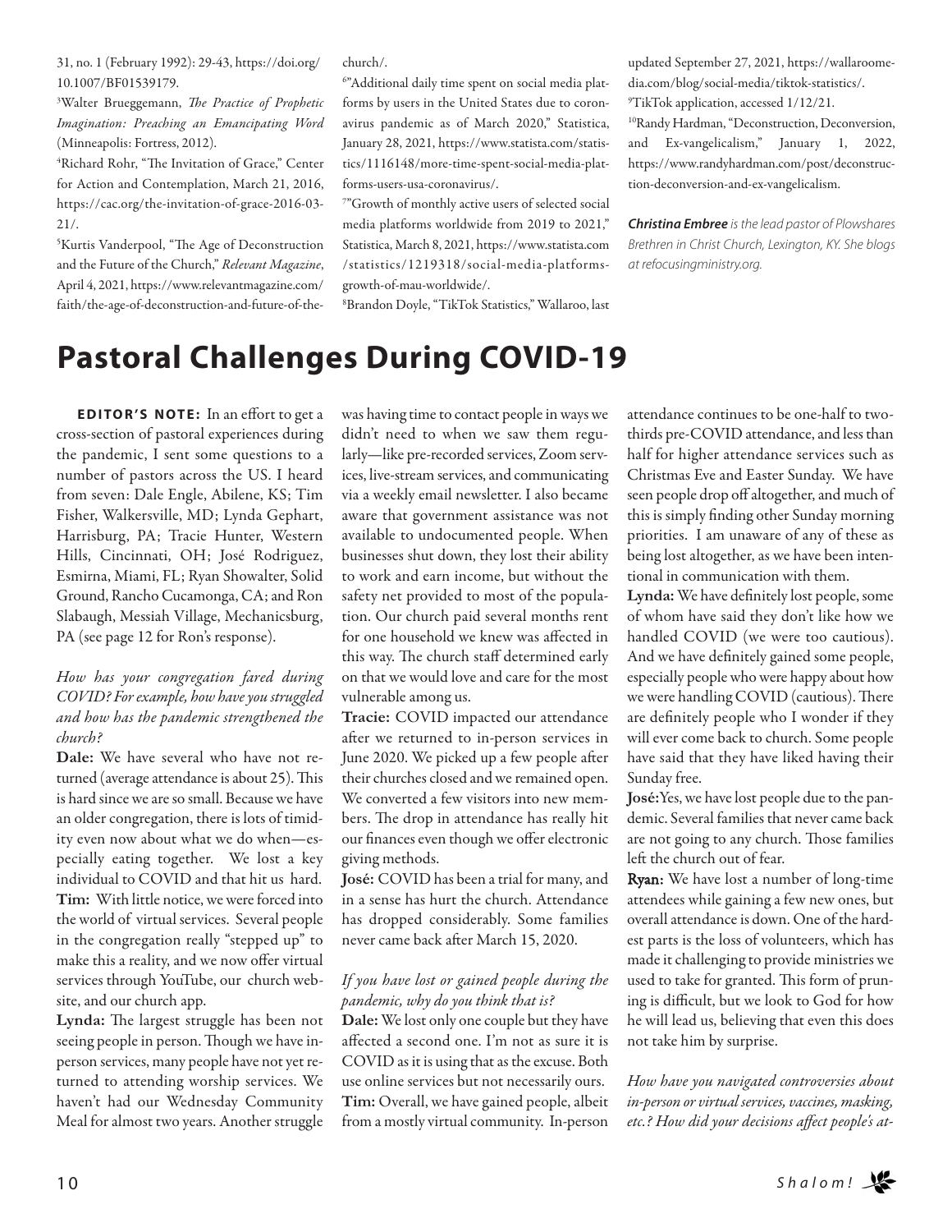31, no. 1 (February 1992): 29-43, https://doi.org/10.1007/BF01539179.

[3]Walter Brueggemann, *The Practice of Prophetic Imagination: Preaching an Emancipating Word* (Minneapolis: Fortress, 2012).

[4]Richard Rohr, "The Invitation of Grace," Center for Action and Contemplation, March 21, 2016, https://cac.org/the-invitation-of-grace-2016-03-21/.

[5]Kurtis Vanderpool, "The Age of Deconstruction and the Future of the Church," *Relevant Magazine*, April 4, 2021, https://www.relevantmagazine.com/faith/the-age-of-deconstruction-and-future-of-the-church/.

[6]"Additional daily time spent on social media platforms by users in the United States due to coronavirus pandemic as of March 2020," Statistica, January 28, 2021, https://www.statista.com/statistics/1116148/more-time-spent-social-media-platforms-users-usa-coronavirus/.

[7]"Growth of monthly active users of selected social media platforms worldwide from 2019 to 2021," Statistica, March 8, 2021, https://www.statista.com/statistics/1219318/social-media-platforms-growth-of-mau-worldwide/.

[8]Brandon Doyle, "TikTok Statistics," Wallaroo, last updated September 27, 2021, https://wallaroomedia.com/blog/social-media/tiktok-statistics/.

[9]TikTok application, accessed 1/12/21.

[10]Randy Hardman, "Deconstruction, Deconversion, and Ex-vangelicalism," January 1, 2022, https://www.randyhardman.com/post/deconstruction-deconversion-and-ex-vangelicalism.

***Christina Embree*** *is the lead pastor of Plowshares Brethren in Christ Church, Lexington, KY. She blogs at refocusingministry.org.*

# Pastoral Challenges During COVID-19

**EDITOR'S NOTE:** In an effort to get a cross-section of pastoral experiences during the pandemic, I sent some questions to a number of pastors across the US. I heard from seven: Dale Engle, Abilene, KS; Tim Fisher, Walkersville, MD; Lynda Gephart, Harrisburg, PA; Tracie Hunter, Western Hills, Cincinnati, OH; José Rodriguez, Esmirna, Miami, FL; Ryan Showalter, Solid Ground, Rancho Cucamonga, CA; and Ron Slabaugh, Messiah Village, Mechanicsburg, PA (see page 12 for Ron's response).

*How has your congregation fared during COVID? For example, how have you struggled and how has the pandemic strengthened the church?*

**Dale:** We have several who have not returned (average attendance is about 25). This is hard since we are so small. Because we have an older congregation, there is lots of timidity even now about what we do when—especially eating together. We lost a key individual to COVID and that hit us hard.

**Tim:** With little notice, we were forced into the world of virtual services. Several people in the congregation really "stepped up" to make this a reality, and we now offer virtual services through YouTube, our church website, and our church app.

**Lynda:** The largest struggle has been not seeing people in person. Though we have in-person services, many people have not yet returned to attending worship services. We haven't had our Wednesday Community Meal for almost two years. Another struggle was having time to contact people in ways we didn't need to when we saw them regularly—like pre-recorded services, Zoom services, live-stream services, and communicating via a weekly email newsletter. I also became aware that government assistance was not available to undocumented people. When businesses shut down, they lost their ability to work and earn income, but without the safety net provided to most of the population. Our church paid several months rent for one household we knew was affected in this way. The church staff determined early on that we would love and care for the most vulnerable among us.

**Tracie:** COVID impacted our attendance after we returned to in-person services in June 2020. We picked up a few people after their churches closed and we remained open. We converted a few visitors into new members. The drop in attendance has really hit our finances even though we offer electronic giving methods.

**José:** COVID has been a trial for many, and in a sense has hurt the church. Attendance has dropped considerably. Some families never came back after March 15, 2020.

*If you have lost or gained people during the pandemic, why do you think that is?*

**Dale:** We lost only one couple but they have affected a second one. I'm not as sure it is COVID as it is using that as the excuse. Both use online services but not necessarily ours.

**Tim:** Overall, we have gained people, albeit from a mostly virtual community. In-person attendance continues to be one-half to two-thirds pre-COVID attendance, and less than half for higher attendance services such as Christmas Eve and Easter Sunday. We have seen people drop off altogether, and much of this is simply finding other Sunday morning priorities. I am unaware of any of these as being lost altogether, as we have been intentional in communication with them.

**Lynda:** We have definitely lost people, some of whom have said they don't like how we handled COVID (we were too cautious). And we have definitely gained some people, especially people who were happy about how we were handling COVID (cautious). There are definitely people who I wonder if they will ever come back to church. Some people have said that they have liked having their Sunday free.

**José:** Yes, we have lost people due to the pandemic. Several families that never came back are not going to any church. Those families left the church out of fear.

**Ryan:** We have lost a number of long-time attendees while gaining a few new ones, but overall attendance is down. One of the hardest parts is the loss of volunteers, which has made it challenging to provide ministries we used to take for granted. This form of pruning is difficult, but we look to God for how he will lead us, believing that even this does not take him by surprise.

*How have you navigated controversies about in-person or virtual services, vaccines, masking, etc.? How did your decisions affect people's at-*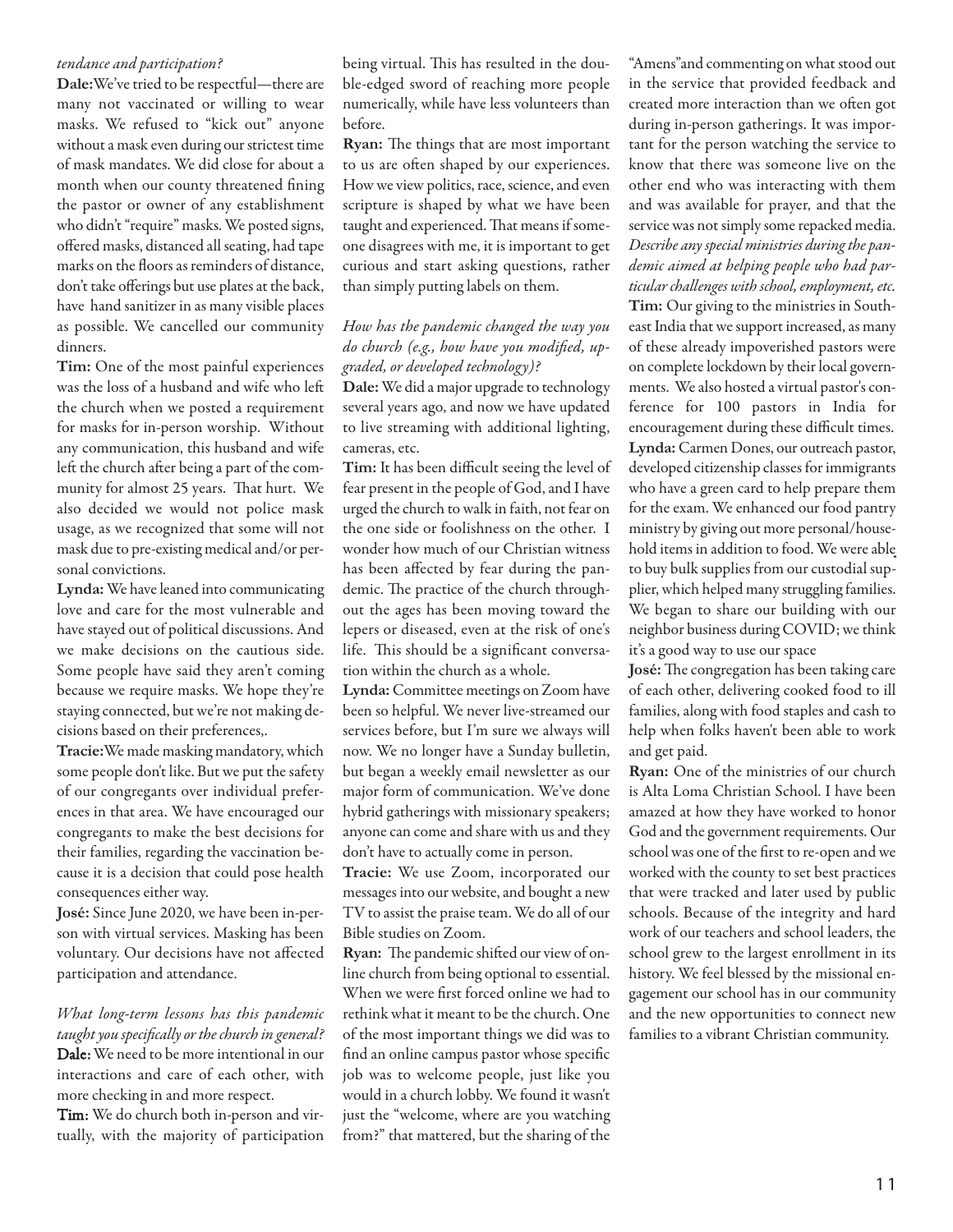*tendance and participation?*

**Dale:** We've tried to be respectful—there are many not vaccinated or willing to wear masks. We refused to "kick out" anyone without a mask even during our strictest time of mask mandates. We did close for about a month when our county threatened fining the pastor or owner of any establishment who didn't "require" masks. We posted signs, offered masks, distanced all seating, had tape marks on the floors as reminders of distance, don't take offerings but use plates at the back, have hand sanitizer in as many visible places as possible. We cancelled our community dinners.

**Tim:** One of the most painful experiences was the loss of a husband and wife who left the church when we posted a requirement for masks for in-person worship. Without any communication, this husband and wife left the church after being a part of the community for almost 25 years. That hurt. We also decided we would not police mask usage, as we recognized that some will not mask due to pre-existing medical and/or personal convictions.

**Lynda:** We have leaned into communicating love and care for the most vulnerable and have stayed out of political discussions. And we make decisions on the cautious side. Some people have said they aren't coming because we require masks. We hope they're staying connected, but we're not making decisions based on their preferences,.

**Tracie:** We made masking mandatory, which some people don't like. But we put the safety of our congregants over individual preferences in that area. We have encouraged our congregants to make the best decisions for their families, regarding the vaccination because it is a decision that could pose health consequences either way.

**José:** Since June 2020, we have been in-person with virtual services. Masking has been voluntary. Our decisions have not affected participation and attendance.

*What long-term lessons has this pandemic taught you specifically or the church in general?*

**Dale:** We need to be more intentional in our interactions and care of each other, with more checking in and more respect.

**Tim:** We do church both in-person and virtually, with the majority of participation being virtual. This has resulted in the double-edged sword of reaching more people numerically, while have less volunteers than before.

**Ryan:** The things that are most important to us are often shaped by our experiences. How we view politics, race, science, and even scripture is shaped by what we have been taught and experienced. That means if someone disagrees with me, it is important to get curious and start asking questions, rather than simply putting labels on them.

*How has the pandemic changed the way you do church (e.g., how have you modified, upgraded, or developed technology)?*

**Dale:** We did a major upgrade to technology several years ago, and now we have updated to live streaming with additional lighting, cameras, etc.

**Tim:** It has been difficult seeing the level of fear present in the people of God, and I have urged the church to walk in faith, not fear on the one side or foolishness on the other. I wonder how much of our Christian witness has been affected by fear during the pandemic. The practice of the church throughout the ages has been moving toward the lepers or diseased, even at the risk of one's life. This should be a significant conversation within the church as a whole.

**Lynda:** Committee meetings on Zoom have been so helpful. We never live-streamed our services before, but I'm sure we always will now. We no longer have a Sunday bulletin, but began a weekly email newsletter as our major form of communication. We've done hybrid gatherings with missionary speakers; anyone can come and share with us and they don't have to actually come in person.

**Tracie:** We use Zoom, incorporated our messages into our website, and bought a new TV to assist the praise team. We do all of our Bible studies on Zoom.

**Ryan:** The pandemic shifted our view of online church from being optional to essential. When we were first forced online we had to rethink what it meant to be the church. One of the most important things we did was to find an online campus pastor whose specific job was to welcome people, just like you would in a church lobby. We found it wasn't just the "welcome, where are you watching from?" that mattered, but the sharing of the "Amens" and commenting on what stood out in the service that provided feedback and created more interaction than we often got during in-person gatherings. It was important for the person watching the service to know that there was someone live on the other end who was interacting with them and was available for prayer, and that the service was not simply some repacked media.

*Describe any special ministries during the pandemic aimed at helping people who had particular challenges with school, employment, etc.*

**Tim:** Our giving to the ministries in Southeast India that we support increased, as many of these already impoverished pastors were on complete lockdown by their local governments. We also hosted a virtual pastor's conference for 100 pastors in India for encouragement during these difficult times.

**Lynda:** Carmen Dones, our outreach pastor, developed citizenship classes for immigrants who have a green card to help prepare them for the exam. We enhanced our food pantry ministry by giving out more personal/household items in addition to food. We were able to buy bulk supplies from our custodial supplier, which helped many struggling families. We began to share our building with our neighbor business during COVID; we think it's a good way to use our space

**José:** The congregation has been taking care of each other, delivering cooked food to ill families, along with food staples and cash to help when folks haven't been able to work and get paid.

**Ryan:** One of the ministries of our church is Alta Loma Christian School. I have been amazed at how they have worked to honor God and the government requirements. Our school was one of the first to re-open and we worked with the county to set best practices that were tracked and later used by public schools. Because of the integrity and hard work of our teachers and school leaders, the school grew to the largest enrollment in its history. We feel blessed by the missional engagement our school has in our community and the new opportunities to connect new families to a vibrant Christian community.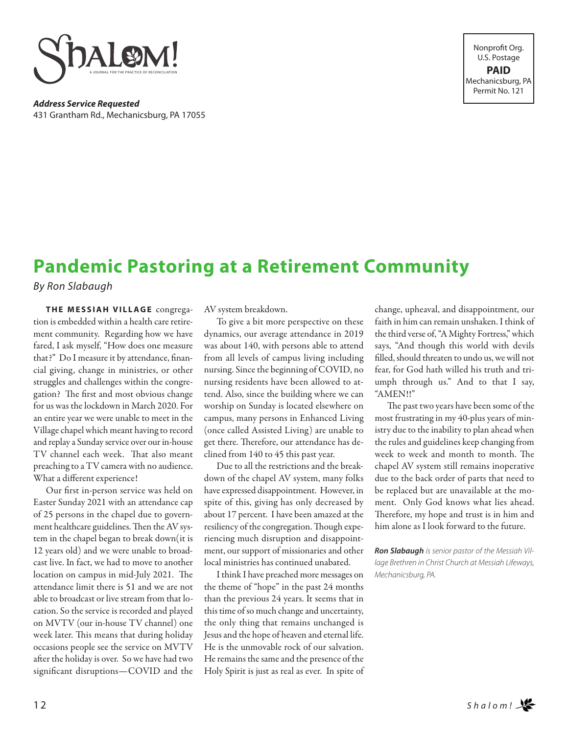Shalom!

A JOURNAL FOR THE PRACTICE OF RECONCILIATION

***Address Service Requested***
431 Grantham Rd., Mechanicsburg, PA 17055

Nonprofit Org.
U.S. Postage
**PAID**
Mechanicsburg, PA
Permit No. 121

# Pandemic Pastoring at a Retirement Community

*By Ron Slabaugh*

**THE MESSIAH VILLAGE** congregation is embedded within a health care retirement community. Regarding how we have fared, I ask myself, "How does one measure that?" Do I measure it by attendance, financial giving, change in ministries, or other struggles and challenges within the congregation? The first and most obvious change for us was the lockdown in March 2020. For an entire year we were unable to meet in the Village chapel which meant having to record and replay a Sunday service over our in-house TV channel each week. That also meant preaching to a TV camera with no audience. What a different experience!

Our first in-person service was held on Easter Sunday 2021 with an attendance cap of 25 persons in the chapel due to government healthcare guidelines. Then the AV system in the chapel began to break down(it is 12 years old) and we were unable to broadcast live. In fact, we had to move to another location on campus in mid-July 2021. The attendance limit there is 51 and we are not able to broadcast or live stream from that location. So the service is recorded and played on MVTV (our in-house TV channel) one week later. This means that during holiday occasions people see the service on MVTV after the holiday is over. So we have had two significant disruptions—COVID and the AV system breakdown.

To give a bit more perspective on these dynamics, our average attendance in 2019 was about 140, with persons able to attend from all levels of campus living including nursing. Since the beginning of COVID, no nursing residents have been allowed to attend. Also, since the building where we can worship on Sunday is located elsewhere on campus, many persons in Enhanced Living (once called Assisted Living) are unable to get there. Therefore, our attendance has declined from 140 to 45 this past year.

Due to all the restrictions and the breakdown of the chapel AV system, many folks have expressed disappointment. However, in spite of this, giving has only decreased by about 17 percent. I have been amazed at the resiliency of the congregation. Though experiencing much disruption and disappointment, our support of missionaries and other local ministries has continued unabated.

I think I have preached more messages on the theme of "hope" in the past 24 months than the previous 24 years. It seems that in this time of so much change and uncertainty, the only thing that remains unchanged is Jesus and the hope of heaven and eternal life. He is the unmovable rock of our salvation. He remains the same and the presence of the Holy Spirit is just as real as ever. In spite of change, upheaval, and disappointment, our faith in him can remain unshaken. I think of the third verse of, "A Mighty Fortress," which says, "And though this world with devils filled, should threaten to undo us, we will not fear, for God hath willed his truth and triumph through us." And to that I say, "AMEN!!"

The past two years have been some of the most frustrating in my 40-plus years of ministry due to the inability to plan ahead when the rules and guidelines keep changing from week to week and month to month. The chapel AV system still remains inoperative due to the back order of parts that need to be replaced but are unavailable at the moment. Only God knows what lies ahead. Therefore, my hope and trust is in him and him alone as I look forward to the future.

***Ron Slabaugh*** *is senior pastor of the Messiah Village Brethren in Christ Church at Messiah Lifeways, Mechanicsburg, PA.*